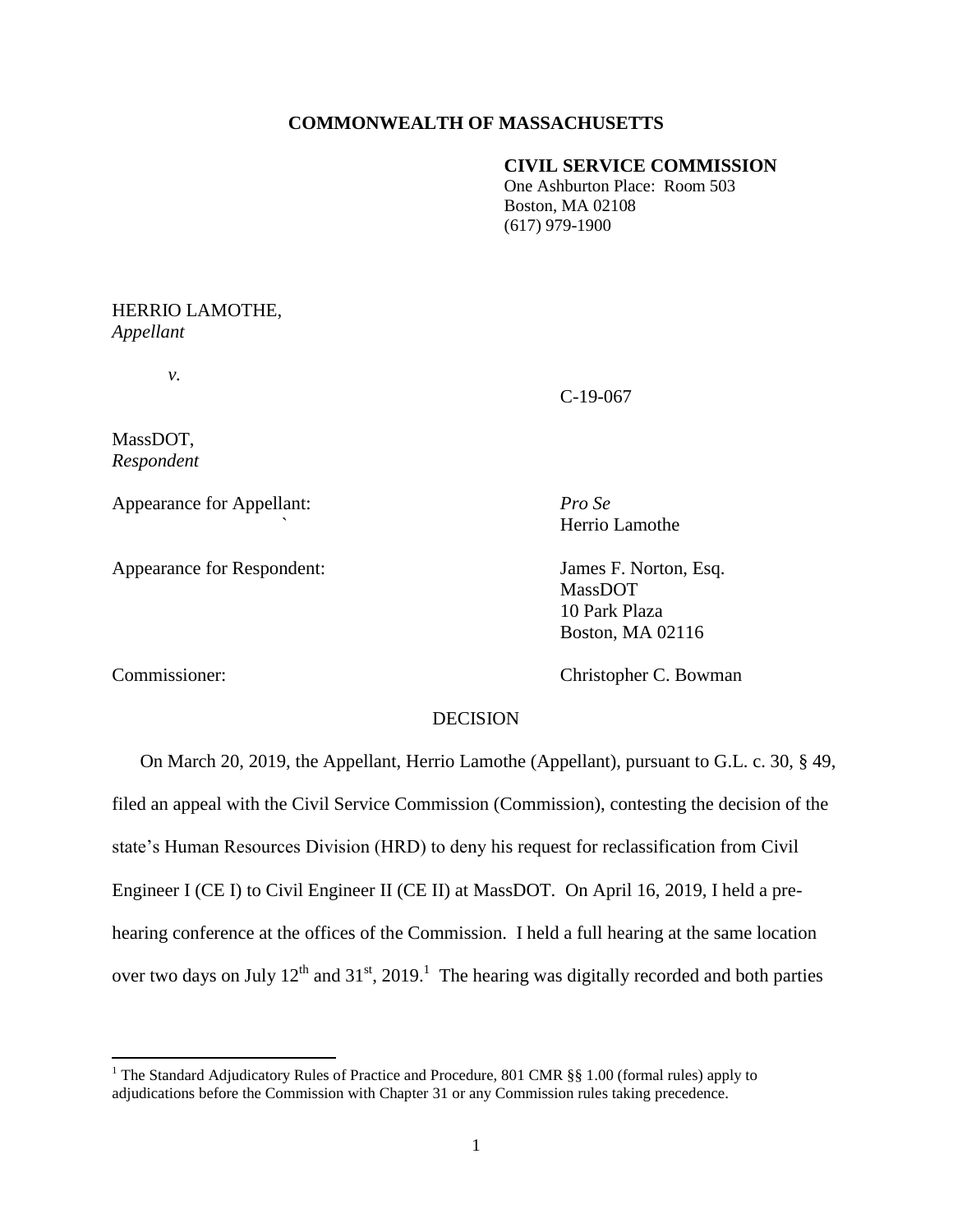**COMMONWEALTH OF MASSACHUSETTS**

**CIVIL SERVICE COMMISSION**
One Ashburton Place: Room 503
Boston, MA 02108
(617) 979-1900

HERRIO LAMOTHE,
*Appellant*

*v.*

C-19-067

MassDOT,
*Respondent*

Appearance for Appellant: *Pro Se*
Herrio Lamothe

Appearance for Respondent: James F. Norton, Esq.
MassDOT
10 Park Plaza
Boston, MA 02116

Commissioner: Christopher C. Bowman

DECISION

On March 20, 2019, the Appellant, Herrio Lamothe (Appellant), pursuant to G.L. c. 30, § 49, filed an appeal with the Civil Service Commission (Commission), contesting the decision of the state's Human Resources Division (HRD) to deny his request for reclassification from Civil Engineer I (CE I) to Civil Engineer II (CE II) at MassDOT. On April 16, 2019, I held a pre-hearing conference at the offices of the Commission. I held a full hearing at the same location over two days on July 12th and 31st, 2019.[1] The hearing was digitally recorded and both parties

---

[1] The Standard Adjudicatory Rules of Practice and Procedure, 801 CMR §§ 1.00 (formal rules) apply to adjudications before the Commission with Chapter 31 or any Commission rules taking precedence.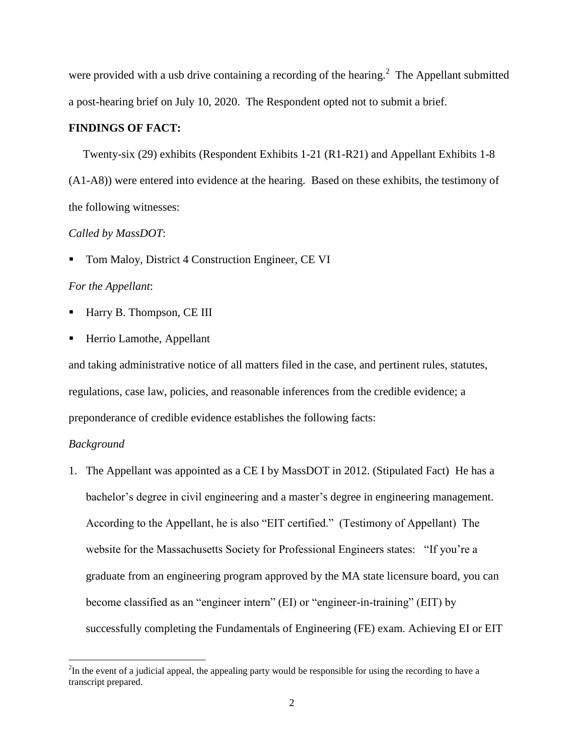were provided with a usb drive containing a recording of the hearing.[2] The Appellant submitted a post-hearing brief on July 10, 2020. The Respondent opted not to submit a brief.

**FINDINGS OF FACT:**

Twenty-six (29) exhibits (Respondent Exhibits 1-21 (R1-R21) and Appellant Exhibits 1-8 (A1-A8)) were entered into evidence at the hearing. Based on these exhibits, the testimony of the following witnesses:

*Called by MassDOT*:

- Tom Maloy, District 4 Construction Engineer, CE VI

*For the Appellant*:

- Harry B. Thompson, CE III
- Herrio Lamothe, Appellant

and taking administrative notice of all matters filed in the case, and pertinent rules, statutes, regulations, case law, policies, and reasonable inferences from the credible evidence; a preponderance of credible evidence establishes the following facts:

*Background*

1. The Appellant was appointed as a CE I by MassDOT in 2012. (Stipulated Fact) He has a bachelor's degree in civil engineering and a master's degree in engineering management. According to the Appellant, he is also "EIT certified." (Testimony of Appellant) The website for the Massachusetts Society for Professional Engineers states: "If you're a graduate from an engineering program approved by the MA state licensure board, you can become classified as an "engineer intern" (EI) or "engineer-in-training" (EIT) by successfully completing the Fundamentals of Engineering (FE) exam. Achieving EI or EIT

[2] In the event of a judicial appeal, the appealing party would be responsible for using the recording to have a transcript prepared.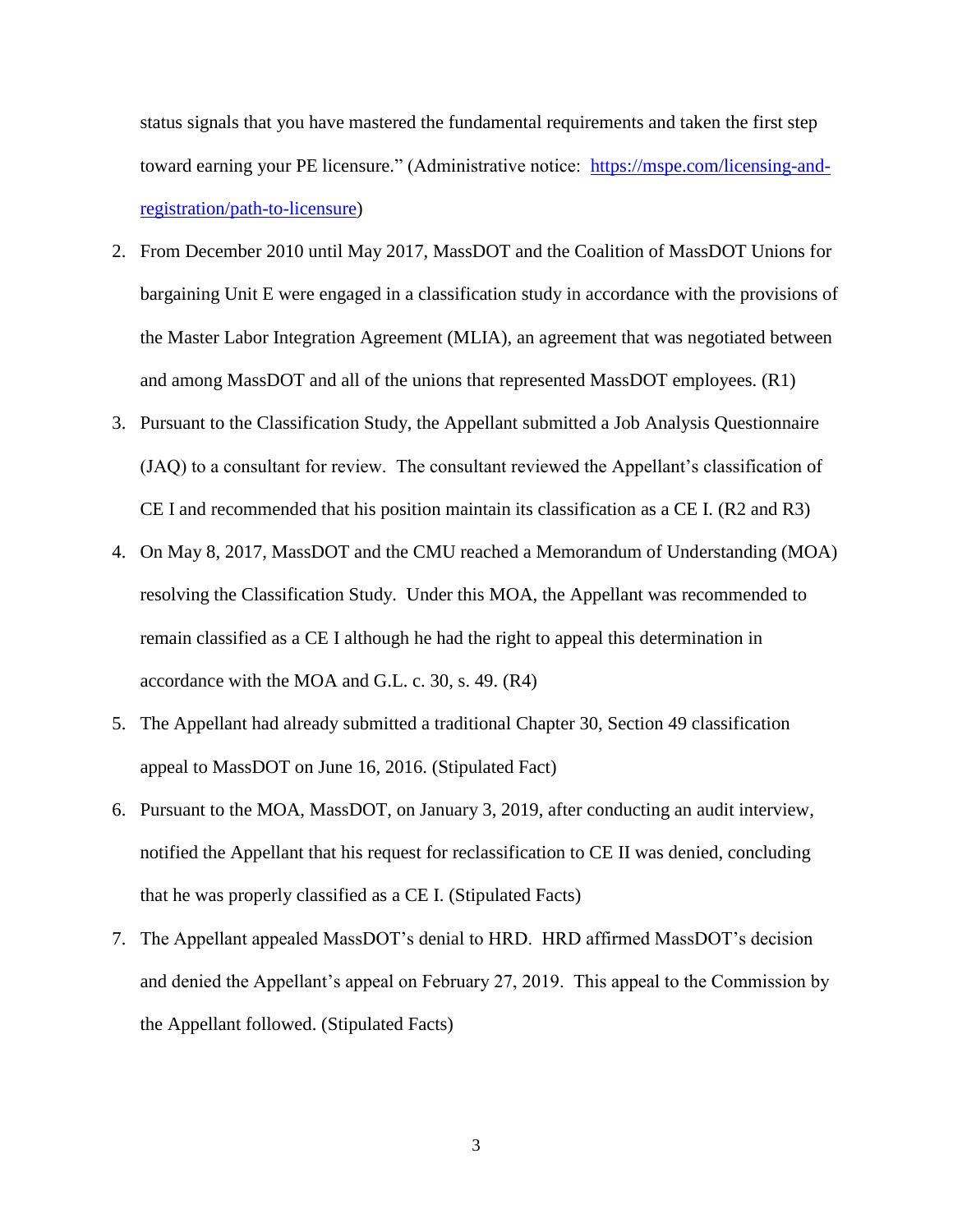status signals that you have mastered the fundamental requirements and taken the first step toward earning your PE licensure." (Administrative notice: [https://mspe.com/licensing-and-registration/path-to-licensure](https://mspe.com/licensing-and-registration/path-to-licensure))

2. From December 2010 until May 2017, MassDOT and the Coalition of MassDOT Unions for bargaining Unit E were engaged in a classification study in accordance with the provisions of the Master Labor Integration Agreement (MLIA), an agreement that was negotiated between and among MassDOT and all of the unions that represented MassDOT employees. (R1)
3. Pursuant to the Classification Study, the Appellant submitted a Job Analysis Questionnaire (JAQ) to a consultant for review. The consultant reviewed the Appellant's classification of CE I and recommended that his position maintain its classification as a CE I. (R2 and R3)
4. On May 8, 2017, MassDOT and the CMU reached a Memorandum of Understanding (MOA) resolving the Classification Study. Under this MOA, the Appellant was recommended to remain classified as a CE I although he had the right to appeal this determination in accordance with the MOA and G.L. c. 30, s. 49. (R4)
5. The Appellant had already submitted a traditional Chapter 30, Section 49 classification appeal to MassDOT on June 16, 2016. (Stipulated Fact)
6. Pursuant to the MOA, MassDOT, on January 3, 2019, after conducting an audit interview, notified the Appellant that his request for reclassification to CE II was denied, concluding that he was properly classified as a CE I. (Stipulated Facts)
7. The Appellant appealed MassDOT's denial to HRD. HRD affirmed MassDOT's decision and denied the Appellant's appeal on February 27, 2019. This appeal to the Commission by the Appellant followed. (Stipulated Facts)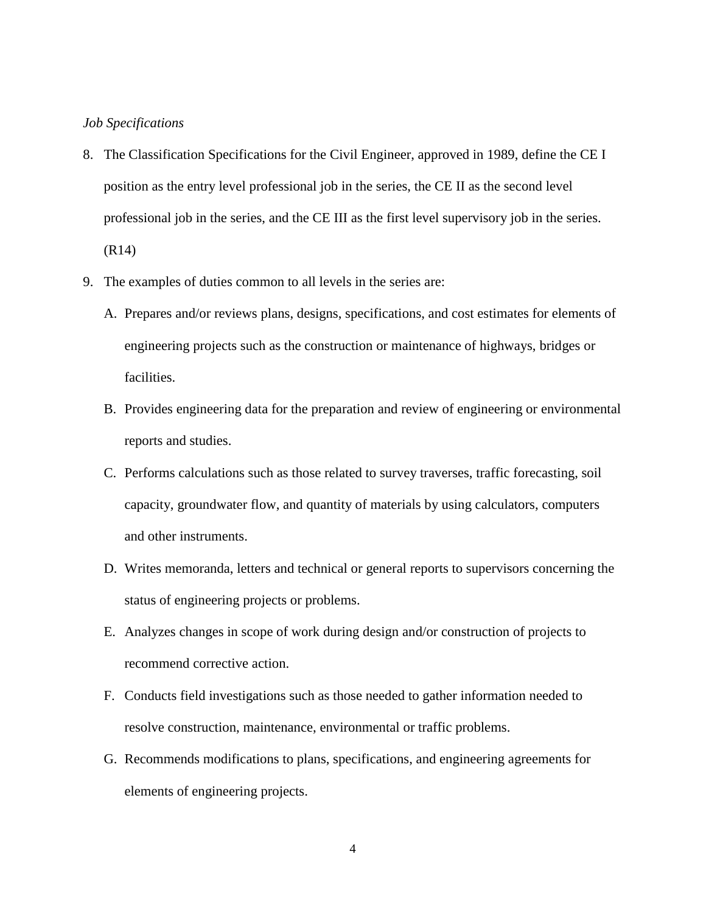*Job Specifications*

8. The Classification Specifications for the Civil Engineer, approved in 1989, define the CE I position as the entry level professional job in the series, the CE II as the second level professional job in the series, and the CE III as the first level supervisory job in the series. (R14)

9. The examples of duties common to all levels in the series are:

   A. Prepares and/or reviews plans, designs, specifications, and cost estimates for elements of engineering projects such as the construction or maintenance of highways, bridges or facilities.

   B. Provides engineering data for the preparation and review of engineering or environmental reports and studies.

   C. Performs calculations such as those related to survey traverses, traffic forecasting, soil capacity, groundwater flow, and quantity of materials by using calculators, computers and other instruments.

   D. Writes memoranda, letters and technical or general reports to supervisors concerning the status of engineering projects or problems.

   E. Analyzes changes in scope of work during design and/or construction of projects to recommend corrective action.

   F. Conducts field investigations such as those needed to gather information needed to resolve construction, maintenance, environmental or traffic problems.

   G. Recommends modifications to plans, specifications, and engineering agreements for elements of engineering projects.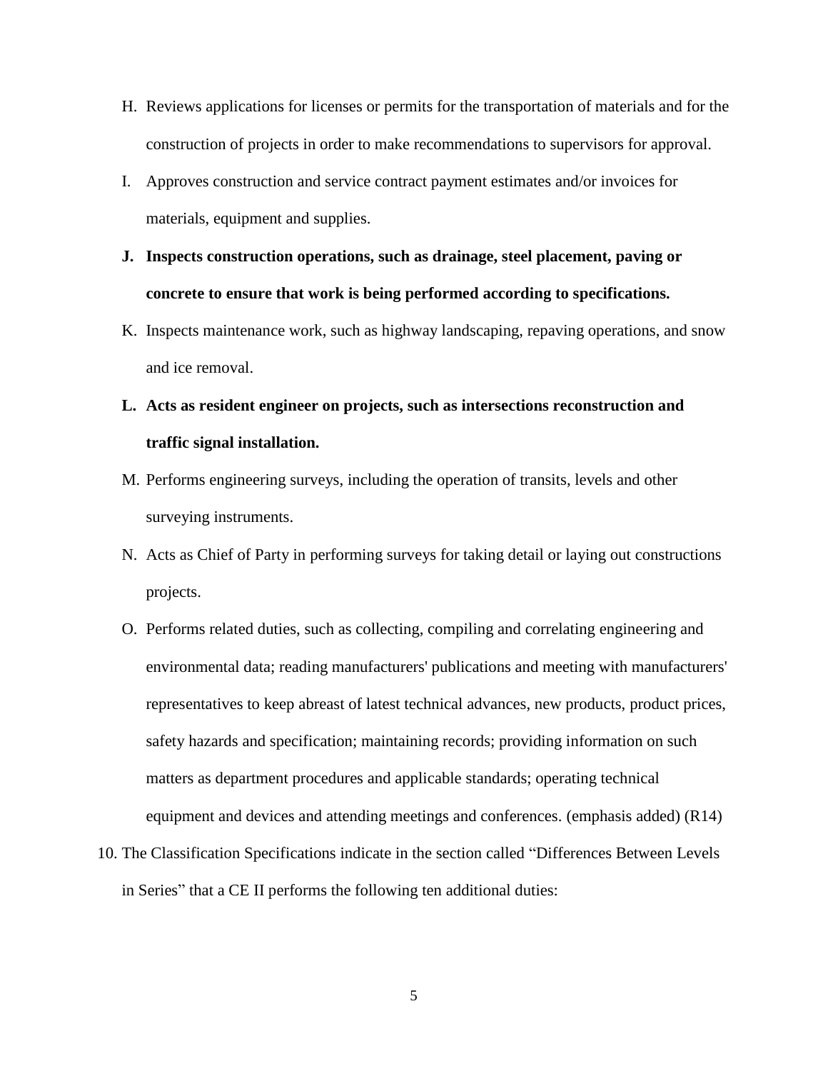H. Reviews applications for licenses or permits for the transportation of materials and for the construction of projects in order to make recommendations to supervisors for approval.

I. Approves construction and service contract payment estimates and/or invoices for materials, equipment and supplies.

**J. Inspects construction operations, such as drainage, steel placement, paving or concrete to ensure that work is being performed according to specifications.**

K. Inspects maintenance work, such as highway landscaping, repaving operations, and snow and ice removal.

**L. Acts as resident engineer on projects, such as intersections reconstruction and traffic signal installation.**

M. Performs engineering surveys, including the operation of transits, levels and other surveying instruments.

N. Acts as Chief of Party in performing surveys for taking detail or laying out constructions projects.

O. Performs related duties, such as collecting, compiling and correlating engineering and environmental data; reading manufacturers' publications and meeting with manufacturers' representatives to keep abreast of latest technical advances, new products, product prices, safety hazards and specification; maintaining records; providing information on such matters as department procedures and applicable standards; operating technical equipment and devices and attending meetings and conferences. (emphasis added) (R14)

10. The Classification Specifications indicate in the section called "Differences Between Levels in Series" that a CE II performs the following ten additional duties: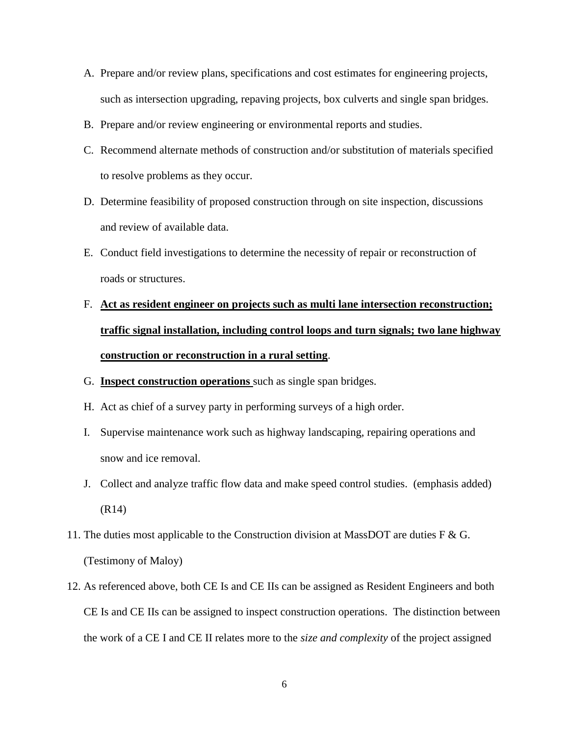A. Prepare and/or review plans, specifications and cost estimates for engineering projects, such as intersection upgrading, repaving projects, box culverts and single span bridges.
B. Prepare and/or review engineering or environmental reports and studies.
C. Recommend alternate methods of construction and/or substitution of materials specified to resolve problems as they occur.
D. Determine feasibility of proposed construction through on site inspection, discussions and review of available data.
E. Conduct field investigations to determine the necessity of repair or reconstruction of roads or structures.
F. <u>**Act as resident engineer on projects such as multi lane intersection reconstruction; traffic signal installation, including control loops and turn signals; two lane highway construction or reconstruction in a rural setting**</u>.
G. <u>**Inspect construction operations**</u> such as single span bridges.
H. Act as chief of a survey party in performing surveys of a high order.
I. Supervise maintenance work such as highway landscaping, repairing operations and snow and ice removal.
J. Collect and analyze traffic flow data and make speed control studies. (emphasis added) (R14)

11. The duties most applicable to the Construction division at MassDOT are duties F & G. (Testimony of Maloy)
12. As referenced above, both CE Is and CE IIs can be assigned as Resident Engineers and both CE Is and CE IIs can be assigned to inspect construction operations. The distinction between the work of a CE I and CE II relates more to the *size and complexity* of the project assigned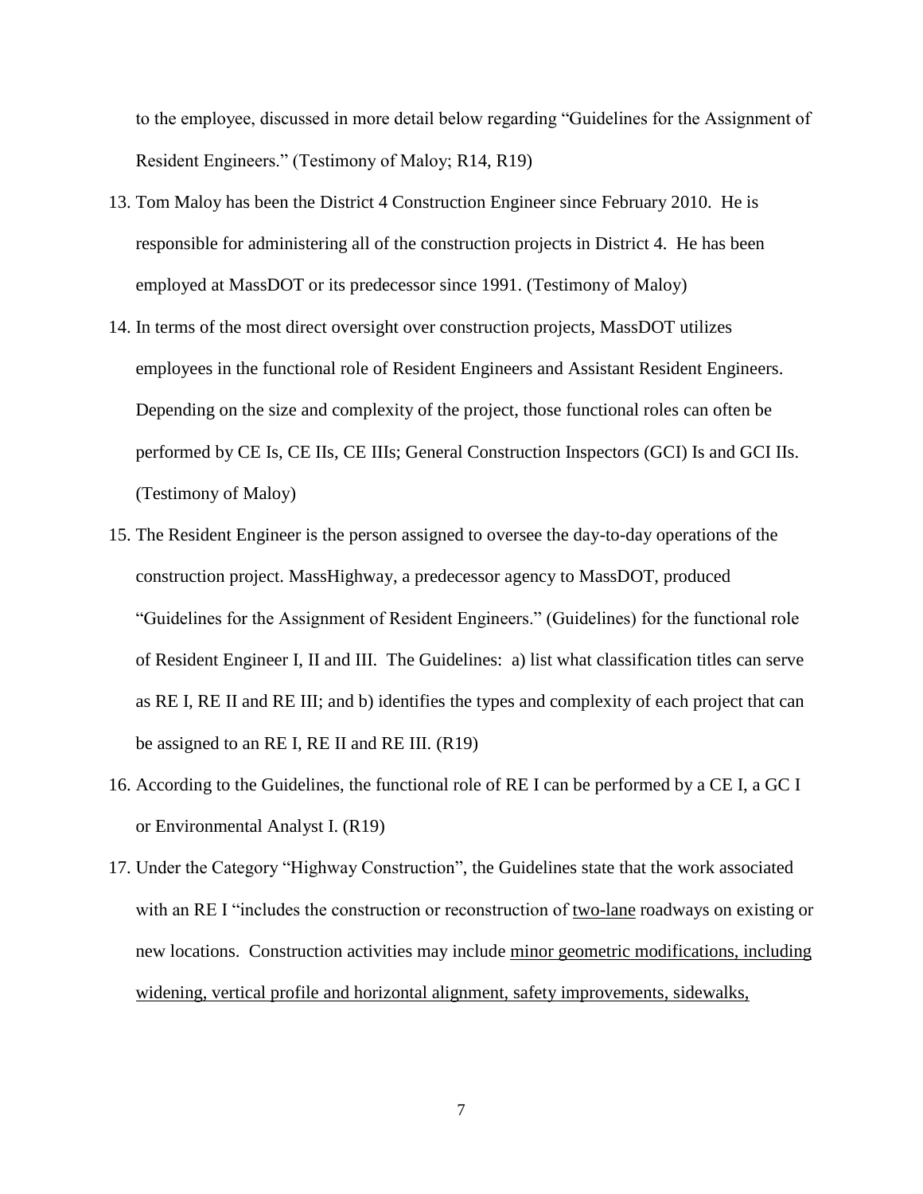to the employee, discussed in more detail below regarding "Guidelines for the Assignment of Resident Engineers." (Testimony of Maloy; R14, R19)

13. Tom Maloy has been the District 4 Construction Engineer since February 2010. He is responsible for administering all of the construction projects in District 4. He has been employed at MassDOT or its predecessor since 1991. (Testimony of Maloy)
14. In terms of the most direct oversight over construction projects, MassDOT utilizes employees in the functional role of Resident Engineers and Assistant Resident Engineers. Depending on the size and complexity of the project, those functional roles can often be performed by CE Is, CE IIs, CE IIIs; General Construction Inspectors (GCI) Is and GCI IIs. (Testimony of Maloy)
15. The Resident Engineer is the person assigned to oversee the day-to-day operations of the construction project. MassHighway, a predecessor agency to MassDOT, produced "Guidelines for the Assignment of Resident Engineers." (Guidelines) for the functional role of Resident Engineer I, II and III. The Guidelines: a) list what classification titles can serve as RE I, RE II and RE III; and b) identifies the types and complexity of each project that can be assigned to an RE I, RE II and RE III. (R19)
16. According to the Guidelines, the functional role of RE I can be performed by a CE I, a GC I or Environmental Analyst I. (R19)
17. Under the Category "Highway Construction", the Guidelines state that the work associated with an RE I "includes the construction or reconstruction of <u>two-lane</u> roadways on existing or new locations. Construction activities may include <u>minor geometric modifications, including widening, vertical profile and horizontal alignment, safety improvements, sidewalks,</u>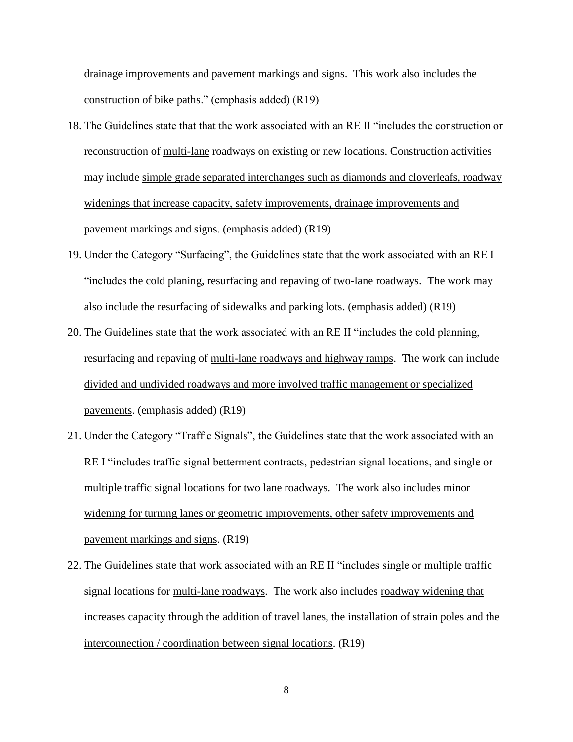drainage improvements and pavement markings and signs. This work also includes the construction of bike paths." (emphasis added) (R19)

18. The Guidelines state that that the work associated with an RE II "includes the construction or reconstruction of multi-lane roadways on existing or new locations. Construction activities may include simple grade separated interchanges such as diamonds and cloverleafs, roadway widenings that increase capacity, safety improvements, drainage improvements and pavement markings and signs. (emphasis added) (R19)

19. Under the Category "Surfacing", the Guidelines state that the work associated with an RE I "includes the cold planing, resurfacing and repaving of two-lane roadways. The work may also include the resurfacing of sidewalks and parking lots. (emphasis added) (R19)

20. The Guidelines state that the work associated with an RE II "includes the cold planning, resurfacing and repaving of multi-lane roadways and highway ramps. The work can include divided and undivided roadways and more involved traffic management or specialized pavements. (emphasis added) (R19)

21. Under the Category "Traffic Signals", the Guidelines state that the work associated with an RE I "includes traffic signal betterment contracts, pedestrian signal locations, and single or multiple traffic signal locations for two lane roadways. The work also includes minor widening for turning lanes or geometric improvements, other safety improvements and pavement markings and signs. (R19)

22. The Guidelines state that work associated with an RE II "includes single or multiple traffic signal locations for multi-lane roadways. The work also includes roadway widening that increases capacity through the addition of travel lanes, the installation of strain poles and the interconnection / coordination between signal locations. (R19)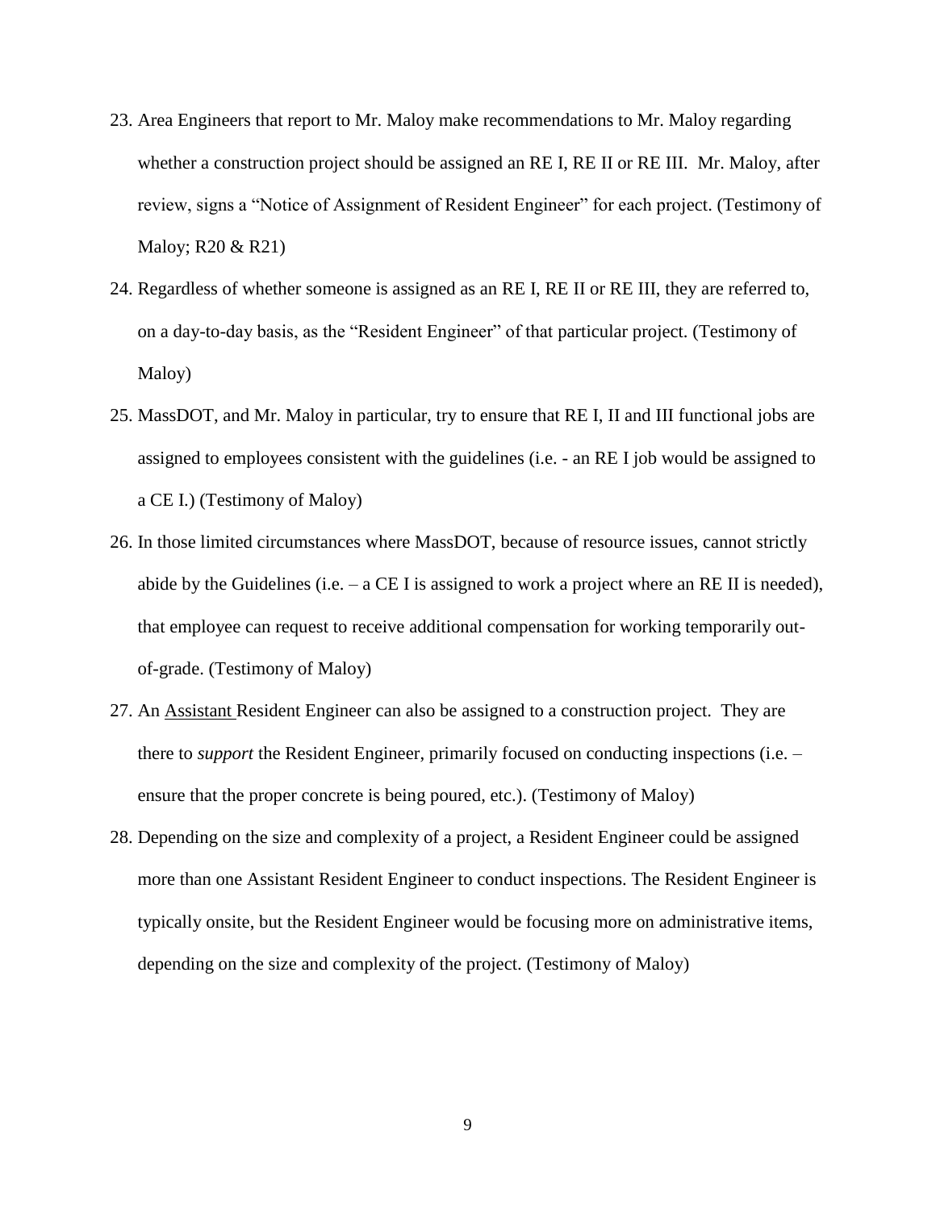23. Area Engineers that report to Mr. Maloy make recommendations to Mr. Maloy regarding whether a construction project should be assigned an RE I, RE II or RE III. Mr. Maloy, after review, signs a "Notice of Assignment of Resident Engineer" for each project. (Testimony of Maloy; R20 & R21)
24. Regardless of whether someone is assigned as an RE I, RE II or RE III, they are referred to, on a day-to-day basis, as the "Resident Engineer" of that particular project. (Testimony of Maloy)
25. MassDOT, and Mr. Maloy in particular, try to ensure that RE I, II and III functional jobs are assigned to employees consistent with the guidelines (i.e. - an RE I job would be assigned to a CE I.) (Testimony of Maloy)
26. In those limited circumstances where MassDOT, because of resource issues, cannot strictly abide by the Guidelines (i.e. – a CE I is assigned to work a project where an RE II is needed), that employee can request to receive additional compensation for working temporarily out-of-grade. (Testimony of Maloy)
27. An <u>Assistant</u> Resident Engineer can also be assigned to a construction project. They are there to *support* the Resident Engineer, primarily focused on conducting inspections (i.e. – ensure that the proper concrete is being poured, etc.). (Testimony of Maloy)
28. Depending on the size and complexity of a project, a Resident Engineer could be assigned more than one Assistant Resident Engineer to conduct inspections. The Resident Engineer is typically onsite, but the Resident Engineer would be focusing more on administrative items, depending on the size and complexity of the project. (Testimony of Maloy)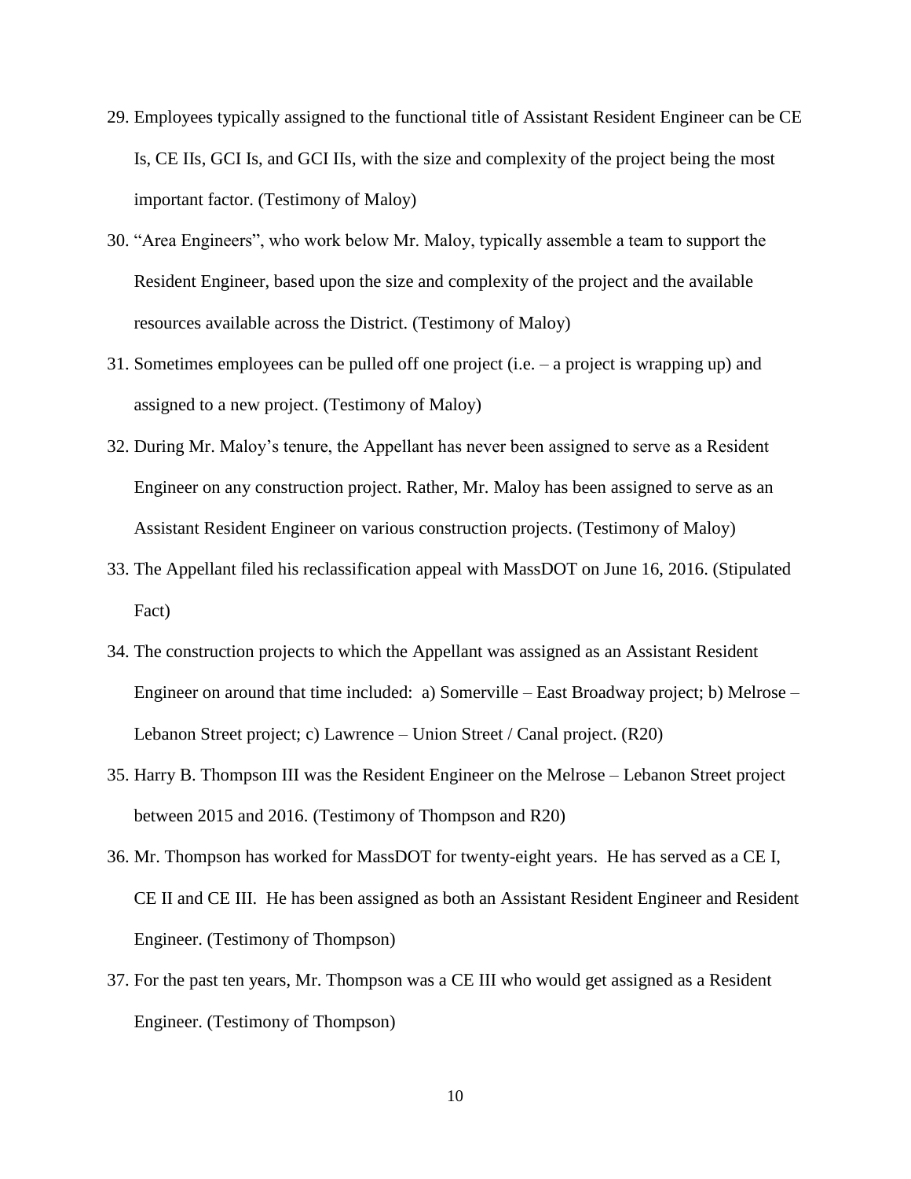29. Employees typically assigned to the functional title of Assistant Resident Engineer can be CE Is, CE IIs, GCI Is, and GCI IIs, with the size and complexity of the project being the most important factor. (Testimony of Maloy)
30. "Area Engineers", who work below Mr. Maloy, typically assemble a team to support the Resident Engineer, based upon the size and complexity of the project and the available resources available across the District. (Testimony of Maloy)
31. Sometimes employees can be pulled off one project (i.e. – a project is wrapping up) and assigned to a new project. (Testimony of Maloy)
32. During Mr. Maloy's tenure, the Appellant has never been assigned to serve as a Resident Engineer on any construction project. Rather, Mr. Maloy has been assigned to serve as an Assistant Resident Engineer on various construction projects. (Testimony of Maloy)
33. The Appellant filed his reclassification appeal with MassDOT on June 16, 2016. (Stipulated Fact)
34. The construction projects to which the Appellant was assigned as an Assistant Resident Engineer on around that time included: a) Somerville – East Broadway project; b) Melrose – Lebanon Street project; c) Lawrence – Union Street / Canal project. (R20)
35. Harry B. Thompson III was the Resident Engineer on the Melrose – Lebanon Street project between 2015 and 2016. (Testimony of Thompson and R20)
36. Mr. Thompson has worked for MassDOT for twenty-eight years. He has served as a CE I, CE II and CE III. He has been assigned as both an Assistant Resident Engineer and Resident Engineer. (Testimony of Thompson)
37. For the past ten years, Mr. Thompson was a CE III who would get assigned as a Resident Engineer. (Testimony of Thompson)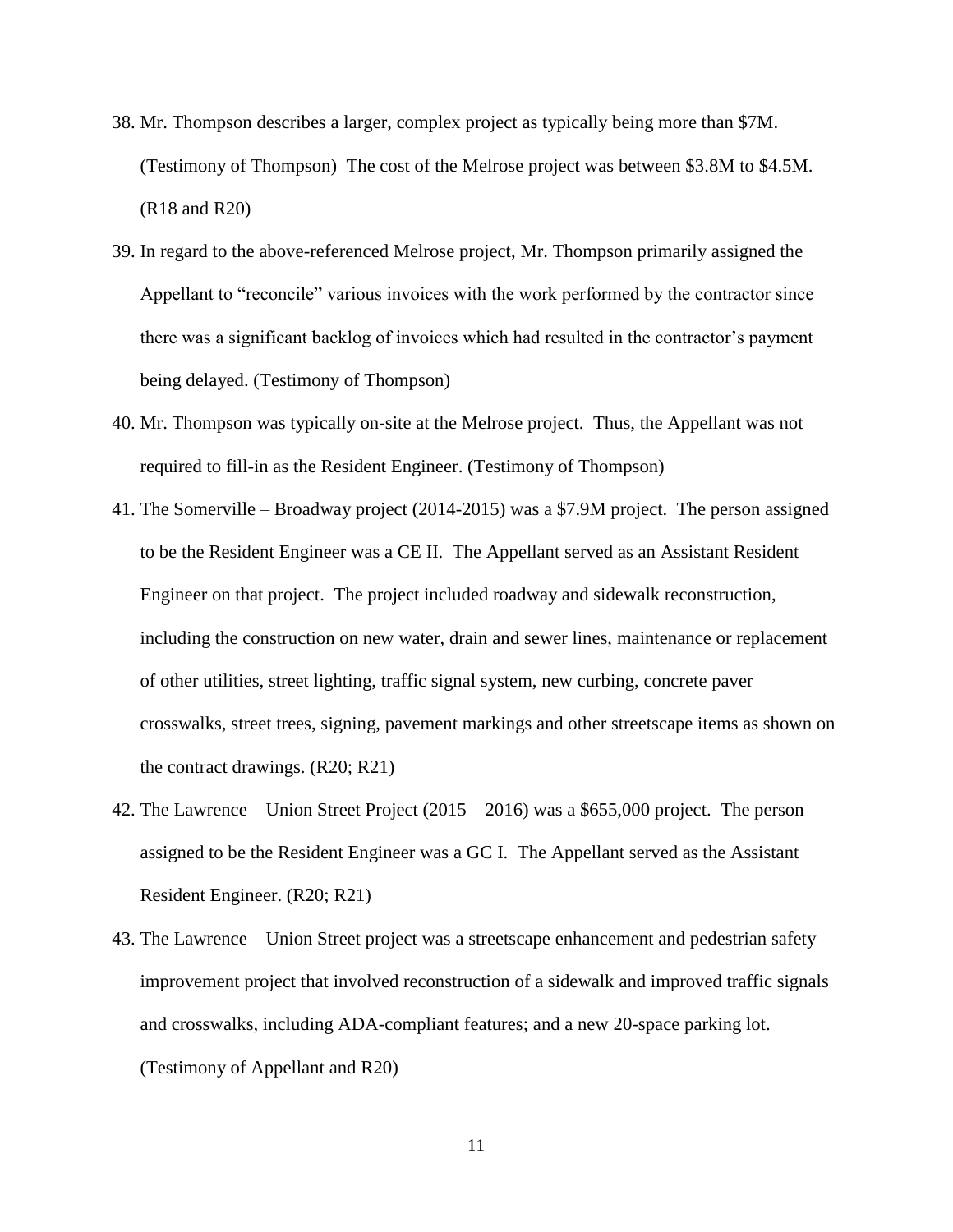38. Mr. Thompson describes a larger, complex project as typically being more than $7M. (Testimony of Thompson) The cost of the Melrose project was between $3.8M to $4.5M. (R18 and R20)

39. In regard to the above-referenced Melrose project, Mr. Thompson primarily assigned the Appellant to "reconcile" various invoices with the work performed by the contractor since there was a significant backlog of invoices which had resulted in the contractor's payment being delayed. (Testimony of Thompson)

40. Mr. Thompson was typically on-site at the Melrose project. Thus, the Appellant was not required to fill-in as the Resident Engineer. (Testimony of Thompson)

41. The Somerville – Broadway project (2014-2015) was a $7.9M project. The person assigned to be the Resident Engineer was a CE II. The Appellant served as an Assistant Resident Engineer on that project. The project included roadway and sidewalk reconstruction, including the construction on new water, drain and sewer lines, maintenance or replacement of other utilities, street lighting, traffic signal system, new curbing, concrete paver crosswalks, street trees, signing, pavement markings and other streetscape items as shown on the contract drawings. (R20; R21)

42. The Lawrence – Union Street Project (2015 – 2016) was a $655,000 project. The person assigned to be the Resident Engineer was a GC I. The Appellant served as the Assistant Resident Engineer. (R20; R21)

43. The Lawrence – Union Street project was a streetscape enhancement and pedestrian safety improvement project that involved reconstruction of a sidewalk and improved traffic signals and crosswalks, including ADA-compliant features; and a new 20-space parking lot. (Testimony of Appellant and R20)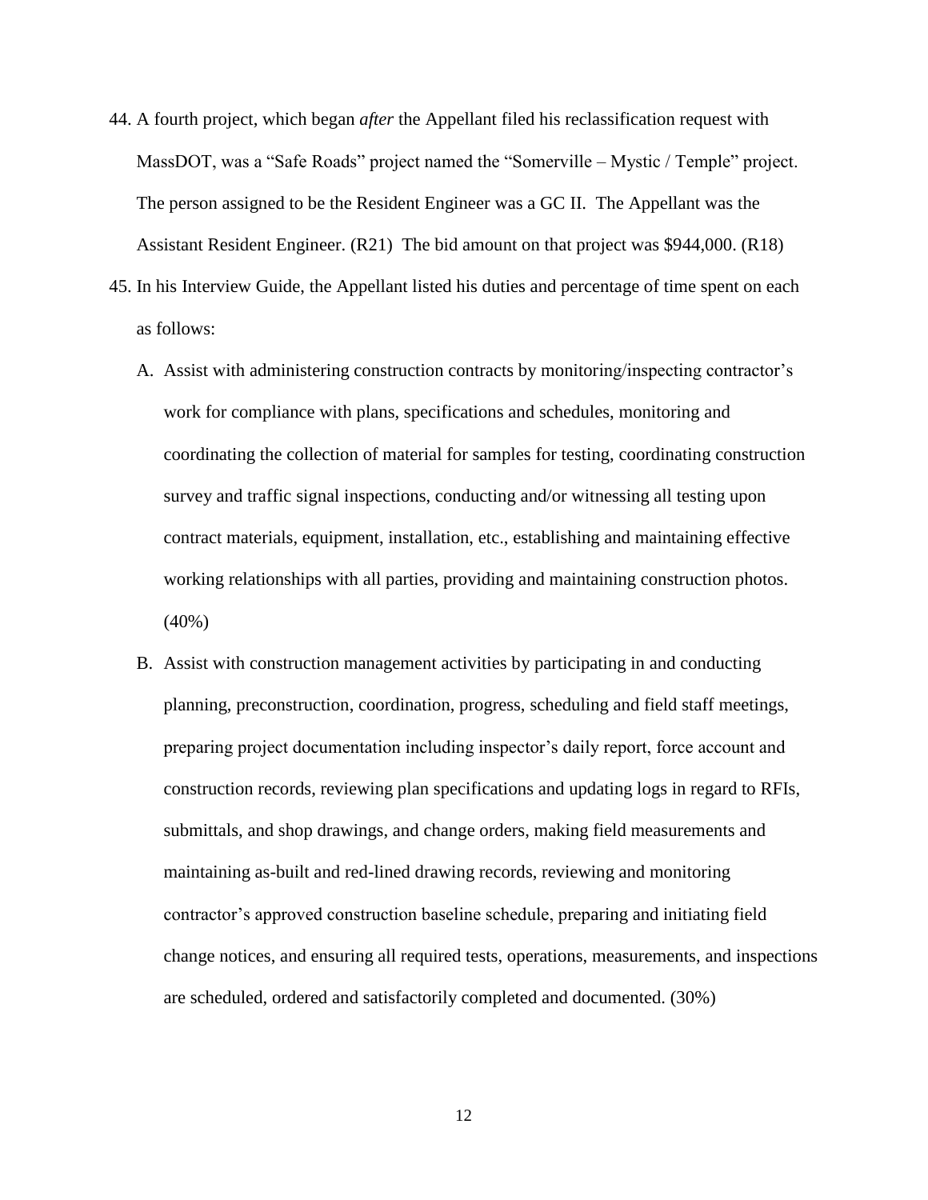44. A fourth project, which began *after* the Appellant filed his reclassification request with MassDOT, was a "Safe Roads" project named the "Somerville – Mystic / Temple" project. The person assigned to be the Resident Engineer was a GC II. The Appellant was the Assistant Resident Engineer. (R21) The bid amount on that project was $944,000. (R18)

45. In his Interview Guide, the Appellant listed his duties and percentage of time spent on each as follows:

    A. Assist with administering construction contracts by monitoring/inspecting contractor's work for compliance with plans, specifications and schedules, monitoring and coordinating the collection of material for samples for testing, coordinating construction survey and traffic signal inspections, conducting and/or witnessing all testing upon contract materials, equipment, installation, etc., establishing and maintaining effective working relationships with all parties, providing and maintaining construction photos. (40%)

    B. Assist with construction management activities by participating in and conducting planning, preconstruction, coordination, progress, scheduling and field staff meetings, preparing project documentation including inspector's daily report, force account and construction records, reviewing plan specifications and updating logs in regard to RFIs, submittals, and shop drawings, and change orders, making field measurements and maintaining as-built and red-lined drawing records, reviewing and monitoring contractor's approved construction baseline schedule, preparing and initiating field change notices, and ensuring all required tests, operations, measurements, and inspections are scheduled, ordered and satisfactorily completed and documented. (30%)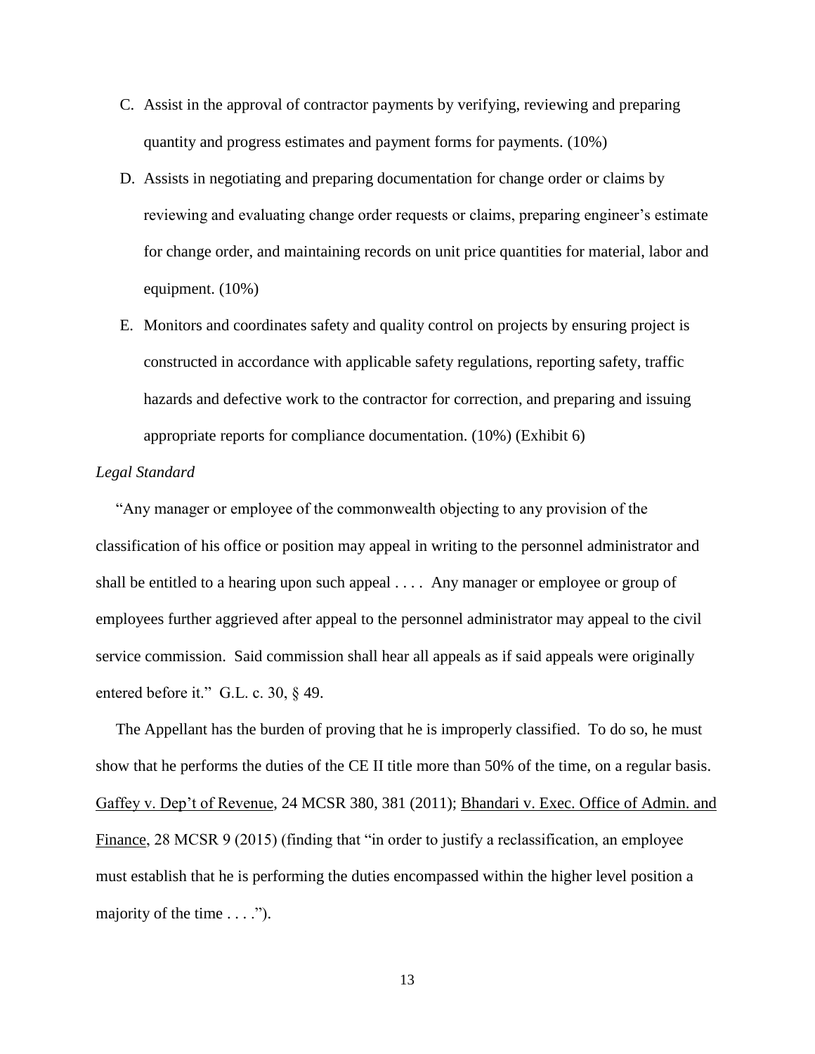C. Assist in the approval of contractor payments by verifying, reviewing and preparing quantity and progress estimates and payment forms for payments. (10%)

D. Assists in negotiating and preparing documentation for change order or claims by reviewing and evaluating change order requests or claims, preparing engineer's estimate for change order, and maintaining records on unit price quantities for material, labor and equipment. (10%)

E. Monitors and coordinates safety and quality control on projects by ensuring project is constructed in accordance with applicable safety regulations, reporting safety, traffic hazards and defective work to the contractor for correction, and preparing and issuing appropriate reports for compliance documentation. (10%) (Exhibit 6)

*Legal Standard*

"Any manager or employee of the commonwealth objecting to any provision of the classification of his office or position may appeal in writing to the personnel administrator and shall be entitled to a hearing upon such appeal . . . . Any manager or employee or group of employees further aggrieved after appeal to the personnel administrator may appeal to the civil service commission. Said commission shall hear all appeals as if said appeals were originally entered before it." G.L. c. 30, § 49.

The Appellant has the burden of proving that he is improperly classified. To do so, he must show that he performs the duties of the CE II title more than 50% of the time, on a regular basis. Gaffey v. Dep't of Revenue, 24 MCSR 380, 381 (2011); Bhandari v. Exec. Office of Admin. and Finance, 28 MCSR 9 (2015) (finding that "in order to justify a reclassification, an employee must establish that he is performing the duties encompassed within the higher level position a majority of the time . . . .").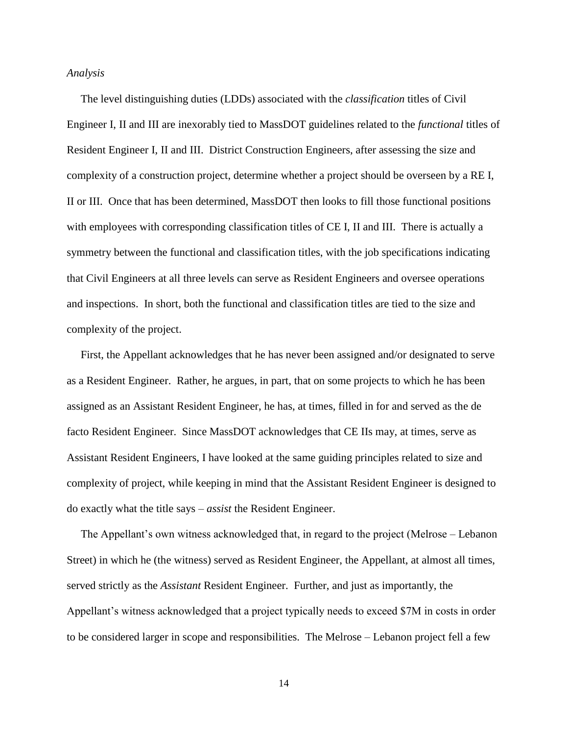*Analysis*

The level distinguishing duties (LDDs) associated with the *classification* titles of Civil Engineer I, II and III are inexorably tied to MassDOT guidelines related to the *functional* titles of Resident Engineer I, II and III. District Construction Engineers, after assessing the size and complexity of a construction project, determine whether a project should be overseen by a RE I, II or III. Once that has been determined, MassDOT then looks to fill those functional positions with employees with corresponding classification titles of CE I, II and III. There is actually a symmetry between the functional and classification titles, with the job specifications indicating that Civil Engineers at all three levels can serve as Resident Engineers and oversee operations and inspections. In short, both the functional and classification titles are tied to the size and complexity of the project.

First, the Appellant acknowledges that he has never been assigned and/or designated to serve as a Resident Engineer. Rather, he argues, in part, that on some projects to which he has been assigned as an Assistant Resident Engineer, he has, at times, filled in for and served as the de facto Resident Engineer. Since MassDOT acknowledges that CE IIs may, at times, serve as Assistant Resident Engineers, I have looked at the same guiding principles related to size and complexity of project, while keeping in mind that the Assistant Resident Engineer is designed to do exactly what the title says – *assist* the Resident Engineer.

The Appellant's own witness acknowledged that, in regard to the project (Melrose – Lebanon Street) in which he (the witness) served as Resident Engineer, the Appellant, at almost all times, served strictly as the *Assistant* Resident Engineer. Further, and just as importantly, the Appellant's witness acknowledged that a project typically needs to exceed $7M in costs in order to be considered larger in scope and responsibilities. The Melrose – Lebanon project fell a few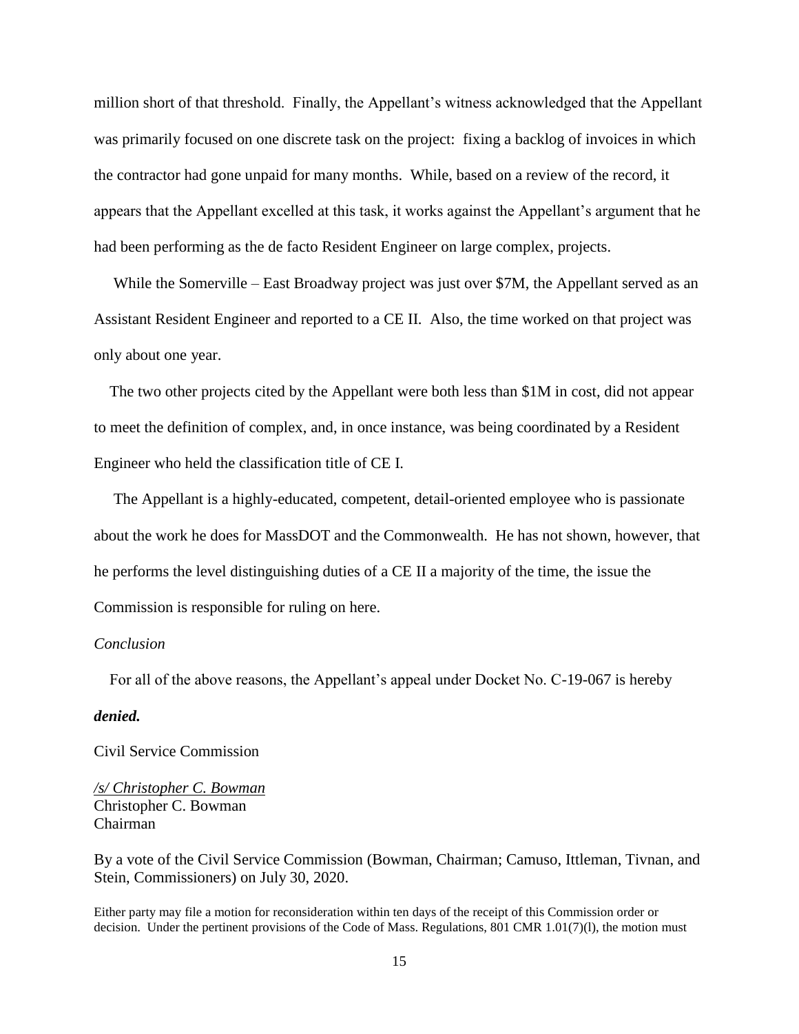million short of that threshold. Finally, the Appellant's witness acknowledged that the Appellant was primarily focused on one discrete task on the project: fixing a backlog of invoices in which the contractor had gone unpaid for many months. While, based on a review of the record, it appears that the Appellant excelled at this task, it works against the Appellant's argument that he had been performing as the de facto Resident Engineer on large complex, projects.

While the Somerville – East Broadway project was just over $7M, the Appellant served as an Assistant Resident Engineer and reported to a CE II. Also, the time worked on that project was only about one year.

The two other projects cited by the Appellant were both less than $1M in cost, did not appear to meet the definition of complex, and, in once instance, was being coordinated by a Resident Engineer who held the classification title of CE I.

The Appellant is a highly-educated, competent, detail-oriented employee who is passionate about the work he does for MassDOT and the Commonwealth. He has not shown, however, that he performs the level distinguishing duties of a CE II a majority of the time, the issue the Commission is responsible for ruling on here.

*Conclusion*

For all of the above reasons, the Appellant's appeal under Docket No. C-19-067 is hereby ***denied.***

Civil Service Commission

*/s/ Christopher C. Bowman*
Christopher C. Bowman
Chairman

By a vote of the Civil Service Commission (Bowman, Chairman; Camuso, Ittleman, Tivnan, and Stein, Commissioners) on July 30, 2020.

Either party may file a motion for reconsideration within ten days of the receipt of this Commission order or decision. Under the pertinent provisions of the Code of Mass. Regulations, 801 CMR 1.01(7)(l), the motion must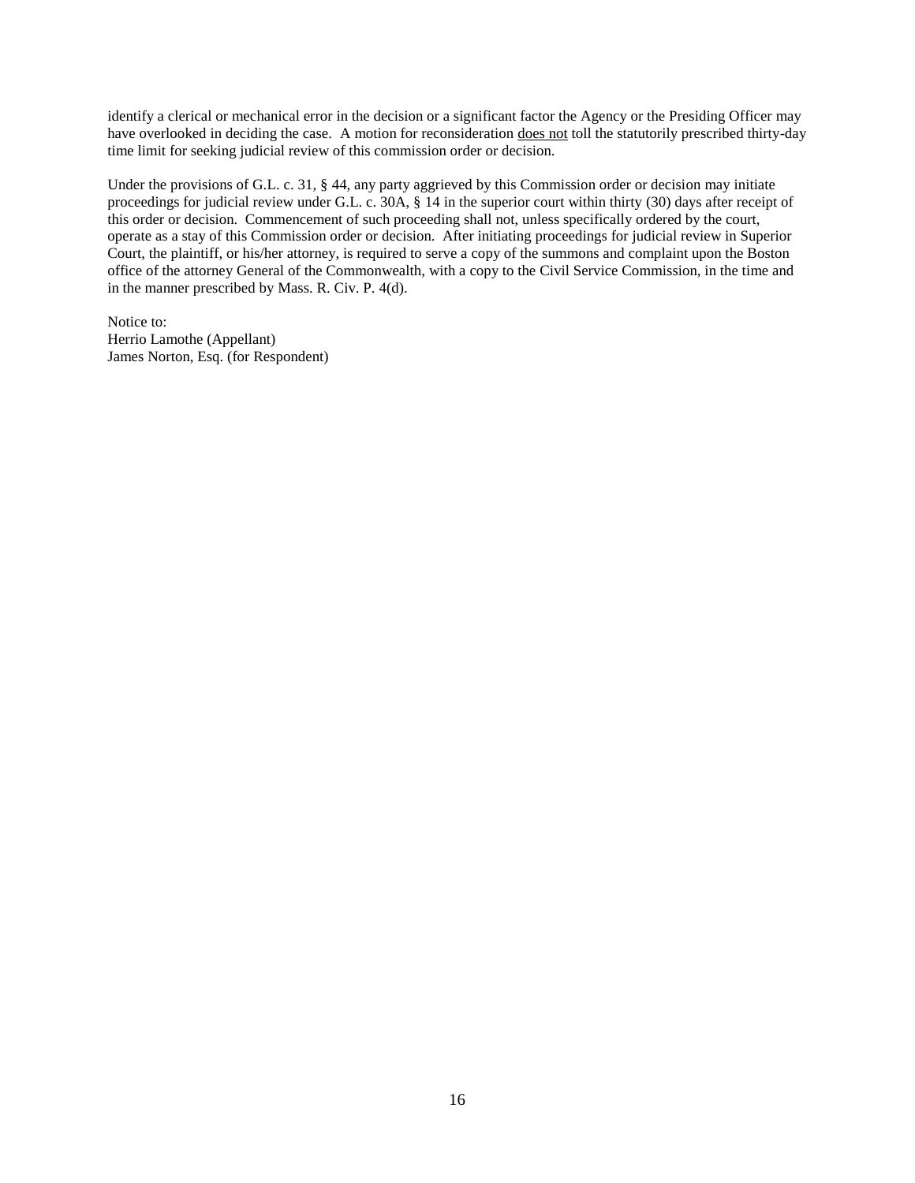identify a clerical or mechanical error in the decision or a significant factor the Agency or the Presiding Officer may have overlooked in deciding the case. A motion for reconsideration does not toll the statutorily prescribed thirty-day time limit for seeking judicial review of this commission order or decision.

Under the provisions of G.L. c. 31, § 44, any party aggrieved by this Commission order or decision may initiate proceedings for judicial review under G.L. c. 30A, § 14 in the superior court within thirty (30) days after receipt of this order or decision. Commencement of such proceeding shall not, unless specifically ordered by the court, operate as a stay of this Commission order or decision. After initiating proceedings for judicial review in Superior Court, the plaintiff, or his/her attorney, is required to serve a copy of the summons and complaint upon the Boston office of the attorney General of the Commonwealth, with a copy to the Civil Service Commission, in the time and in the manner prescribed by Mass. R. Civ. P. 4(d).

Notice to:
Herrio Lamothe (Appellant)
James Norton, Esq. (for Respondent)